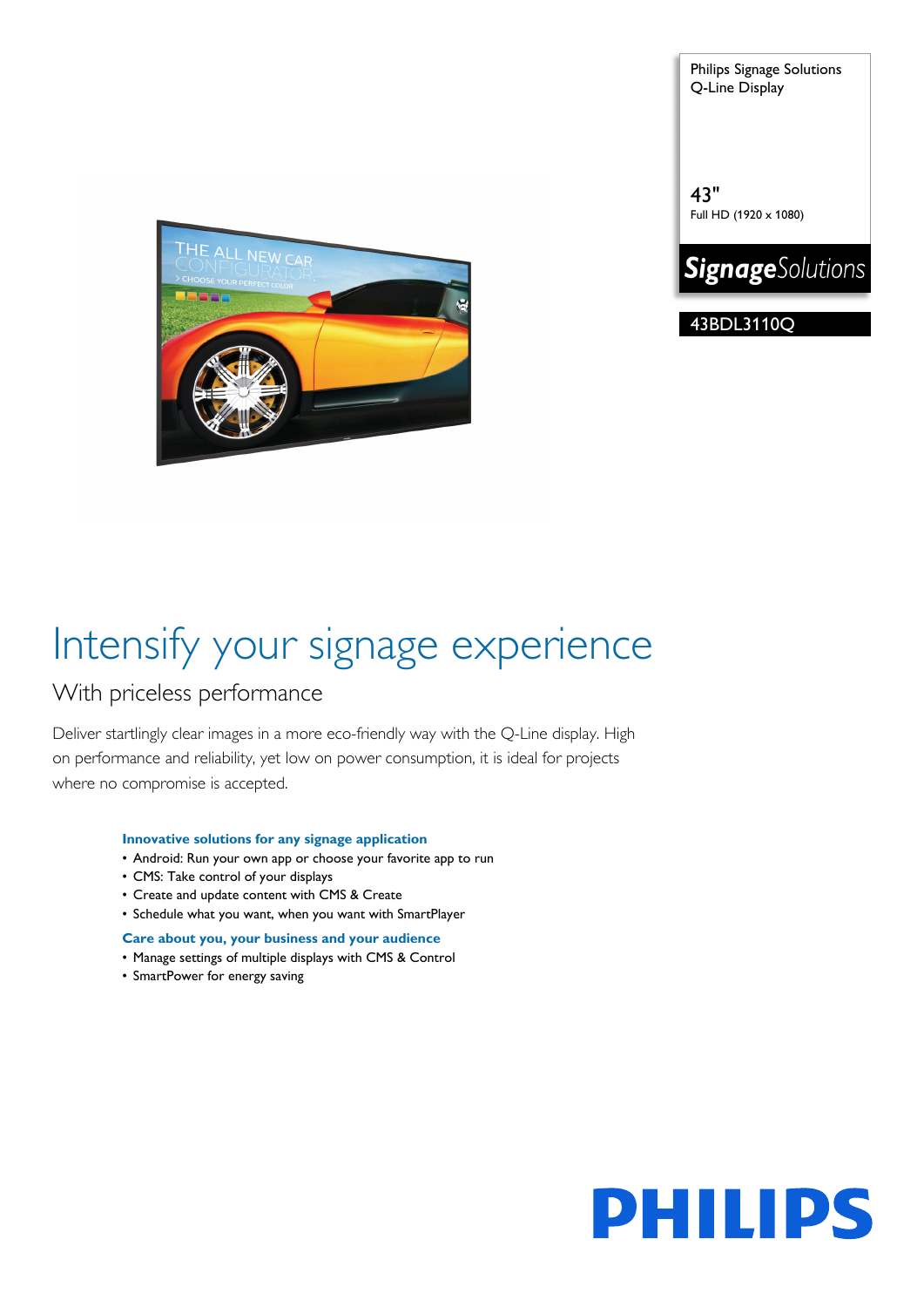Philips Signage Solutions
Q-Line Display

43"
Full HD (1920 x 1080)

**Signage**Solutions

43BDL3110Q

# Intensify your signage experience

## With priceless performance

Deliver startlingly clear images in a more eco-friendly way with the Q-Line display. High on performance and reliability, yet low on power consumption, it is ideal for projects where no compromise is accepted.

**Innovative solutions for any signage application**

- Android: Run your own app or choose your favorite app to run
- CMS: Take control of your displays
- Create and update content with CMS & Create
- Schedule what you want, when you want with SmartPlayer

**Care about you, your business and your audience**

- Manage settings of multiple displays with CMS & Control
- SmartPower for energy saving

PHILIPS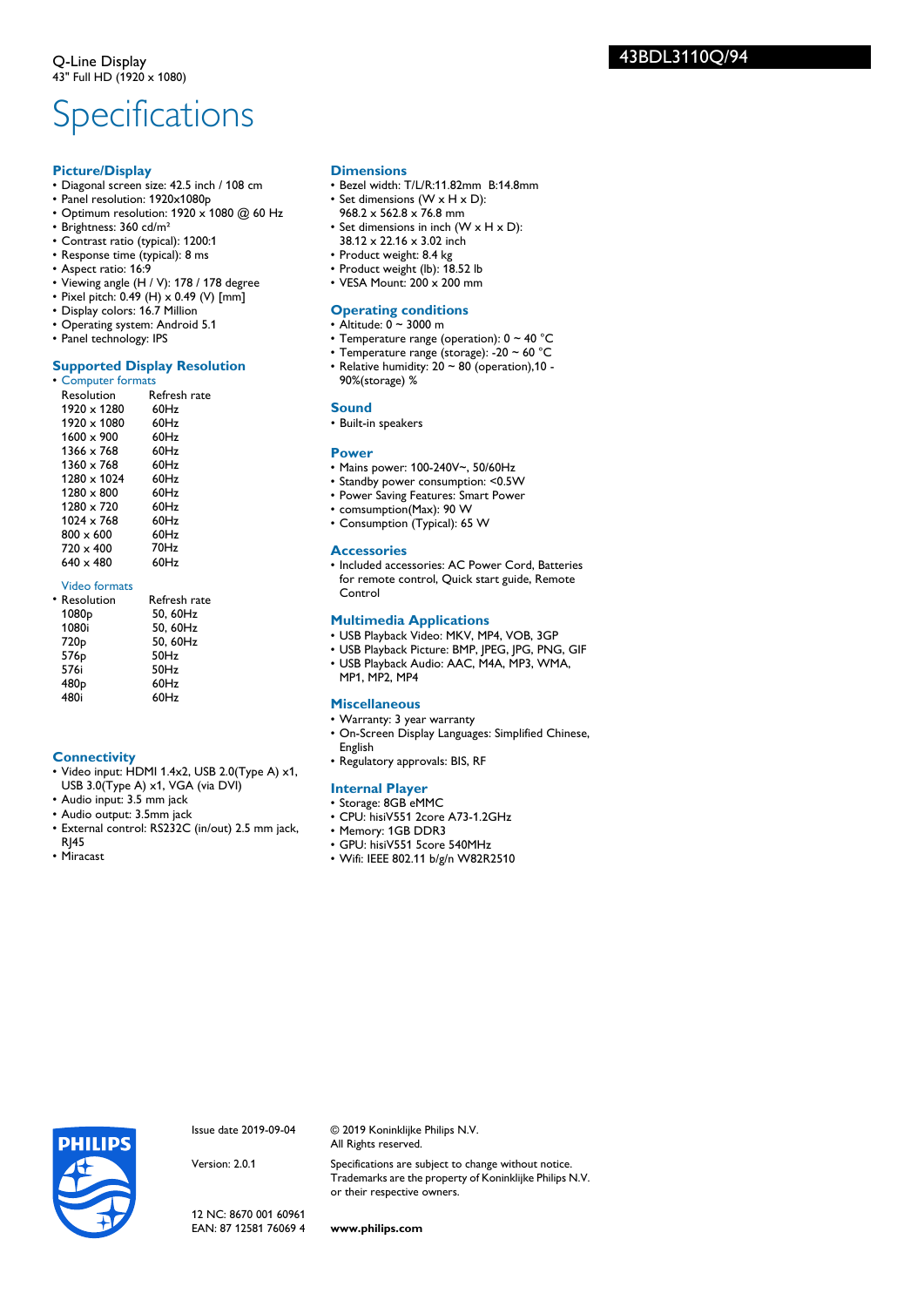Q-Line Display
43" Full HD (1920 x 1080)

43BDL3110Q/94

# Specifications

## Picture/Display

- Diagonal screen size: 42.5 inch / 108 cm
- Panel resolution: 1920x1080p
- Optimum resolution: 1920 x 1080 @ 60 Hz
- Brightness: 360 cd/m²
- Contrast ratio (typical): 1200:1
- Response time (typical): 8 ms
- Aspect ratio: 16:9
- Viewing angle (H / V): 178 / 178 degree
- Pixel pitch: 0.49 (H) x 0.49 (V) [mm]
- Display colors: 16.7 Million
- Operating system: Android 5.1
- Panel technology: IPS

## Supported Display Resolution

- Computer formats

| Resolution | Refresh rate |
| --- | --- |
| 1920 x 1280 | 60Hz |
| 1920 x 1080 | 60Hz |
| 1600 x 900 | 60Hz |
| 1366 x 768 | 60Hz |
| 1360 x 768 | 60Hz |
| 1280 x 1024 | 60Hz |
| 1280 x 800 | 60Hz |
| 1280 x 720 | 60Hz |
| 1024 x 768 | 60Hz |
| 800 x 600 | 60Hz |
| 720 x 400 | 70Hz |
| 640 x 480 | 60Hz |

Video formats

| Resolution | Refresh rate |
| --- | --- |
| 1080p | 50, 60Hz |
| 1080i | 50, 60Hz |
| 720p | 50, 60Hz |
| 576p | 50Hz |
| 576i | 50Hz |
| 480p | 60Hz |
| 480i | 60Hz |

## Connectivity

- Video input: HDMI 1.4x2, USB 2.0(Type A) x1, USB 3.0(Type A) x1, VGA (via DVI)
- Audio input: 3.5 mm jack
- Audio output: 3.5mm jack
- External control: RS232C (in/out) 2.5 mm jack, RJ45
- Miracast

## Dimensions

- Bezel width: T/L/R:11.82mm B:14.8mm
- Set dimensions (W x H x D): 968.2 x 562.8 x 76.8 mm
- Set dimensions in inch (W x H x D): 38.12 x 22.16 x 3.02 inch
- Product weight: 8.4 kg
- Product weight (lb): 18.52 lb
- VESA Mount: 200 x 200 mm

## Operating conditions

- Altitude: 0 ~ 3000 m
- Temperature range (operation): 0 ~ 40 °C
- Temperature range (storage): -20 ~ 60 °C
- Relative humidity: 20 ~ 80 (operation),10 - 90%(storage) %

## Sound

- Built-in speakers

## Power

- Mains power: 100-240V~, 50/60Hz
- Standby power consumption: <0.5W
- Power Saving Features: Smart Power
- comsumption(Max): 90 W
- Consumption (Typical): 65 W

## Accessories

- Included accessories: AC Power Cord, Batteries for remote control, Quick start guide, Remote Control

## Multimedia Applications

- USB Playback Video: MKV, MP4, VOB, 3GP
- USB Playback Picture: BMP, JPEG, JPG, PNG, GIF
- USB Playback Audio: AAC, M4A, MP3, WMA, MP1, MP2, MP4

## Miscellaneous

- Warranty: 3 year warranty
- On-Screen Display Languages: Simplified Chinese, English
- Regulatory approvals: BIS, RF

## Internal Player

- Storage: 8GB eMMC
- CPU: hisiV551 2core A73-1.2GHz
- Memory: 1GB DDR3
- GPU: hisiV551 5core 540MHz
- Wifi: IEEE 802.11 b/g/n W82R2510

Issue date 2019-09-04

Version: 2.0.1

12 NC: 8670 001 60961
EAN: 87 12581 76069 4

© 2019 Koninklijke Philips N.V.
All Rights reserved.

Specifications are subject to change without notice. Trademarks are the property of Koninklijke Philips N.V. or their respective owners.

**www.philips.com**